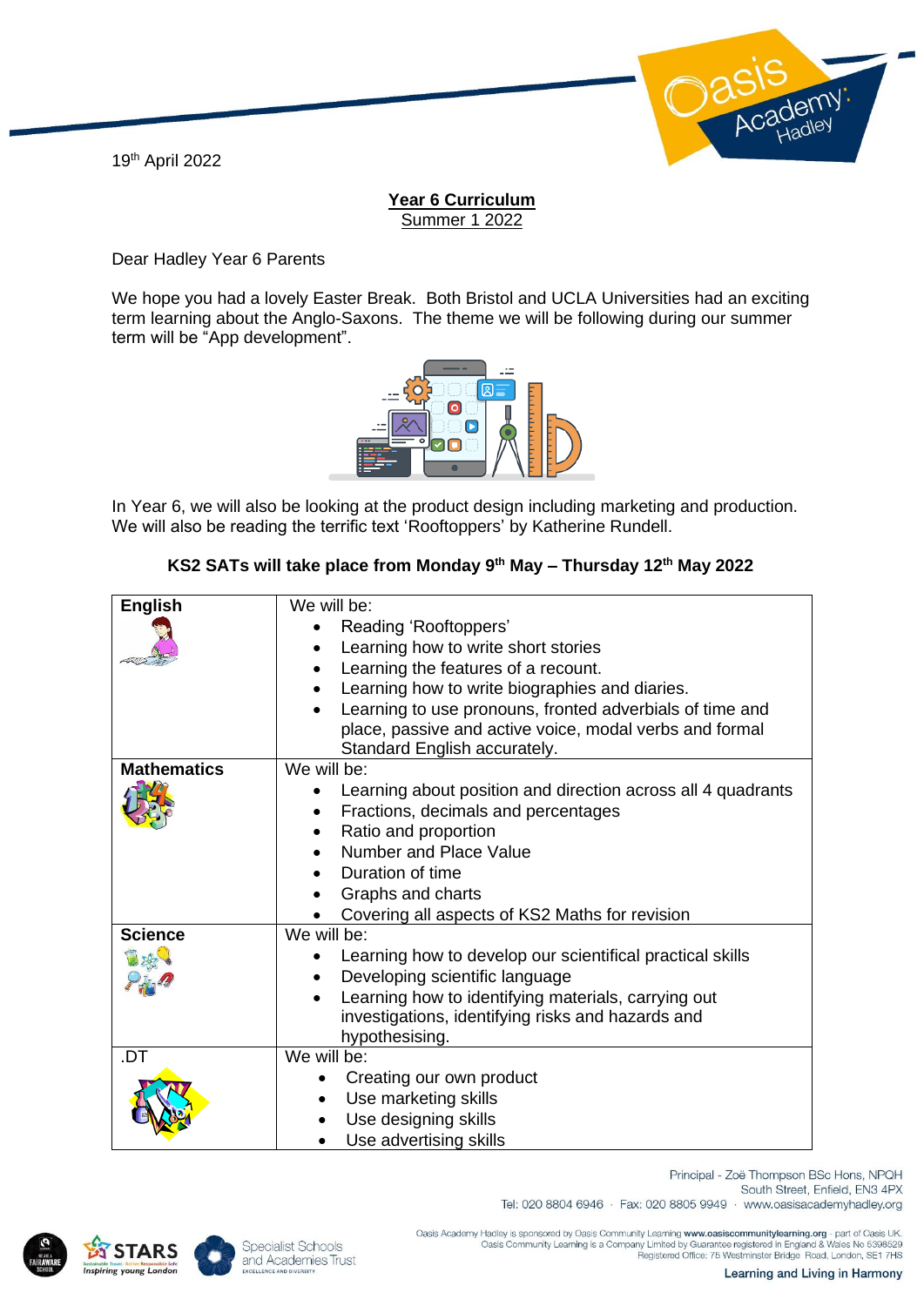19th April 2022

**Year 6 Curriculum**
Summer 1 2022

Dear Hadley Year 6 Parents

We hope you had a lovely Easter Break. Both Bristol and UCLA Universities had an exciting term learning about the Anglo-Saxons. The theme we will be following during our summer term will be "App development".

In Year 6, we will also be looking at the product design including marketing and production. We will also be reading the terrific text 'Rooftoppers' by Katherine Rundell.

**KS2 SATs will take place from Monday 9th May – Thursday 12th May 2022**

| | |
|---|---|
| **English** | We will be:<br>• Reading 'Rooftoppers'<br>• Learning how to write short stories<br>• Learning the features of a recount.<br>• Learning how to write biographies and diaries.<br>• Learning to use pronouns, fronted adverbials of time and place, passive and active voice, modal verbs and formal Standard English accurately. |
| **Mathematics** | We will be:<br>• Learning about position and direction across all 4 quadrants<br>• Fractions, decimals and percentages<br>• Ratio and proportion<br>• Number and Place Value<br>• Duration of time<br>• Graphs and charts<br>• Covering all aspects of KS2 Maths for revision |
| **Science** | We will be:<br>• Learning how to develop our scientifical practical skills<br>• Developing scientific language<br>• Learning how to identifying materials, carrying out investigations, identifying risks and hazards and hypothesising. |
| .DT | We will be:<br>• Creating our own product<br>• Use marketing skills<br>• Use designing skills<br>• Use advertising skills |

Principal - Zoë Thompson BSc Hons, NPQH
South Street, Enfield, EN3 4PX
Tel: 020 8804 6946 · Fax: 020 8805 9949 · www.oasisacademyhadley.org

Oasis Academy Hadley is sponsored by Oasis Community Learning www.oasiscommunitylearning.org - part of Oasis UK.
Oasis Community Learning is a Company Limited by Guarantee registered in England & Wales No 5398529
Registered Office: 75 Westminster Bridge Road, London, SE1 7HS

Learning and Living in Harmony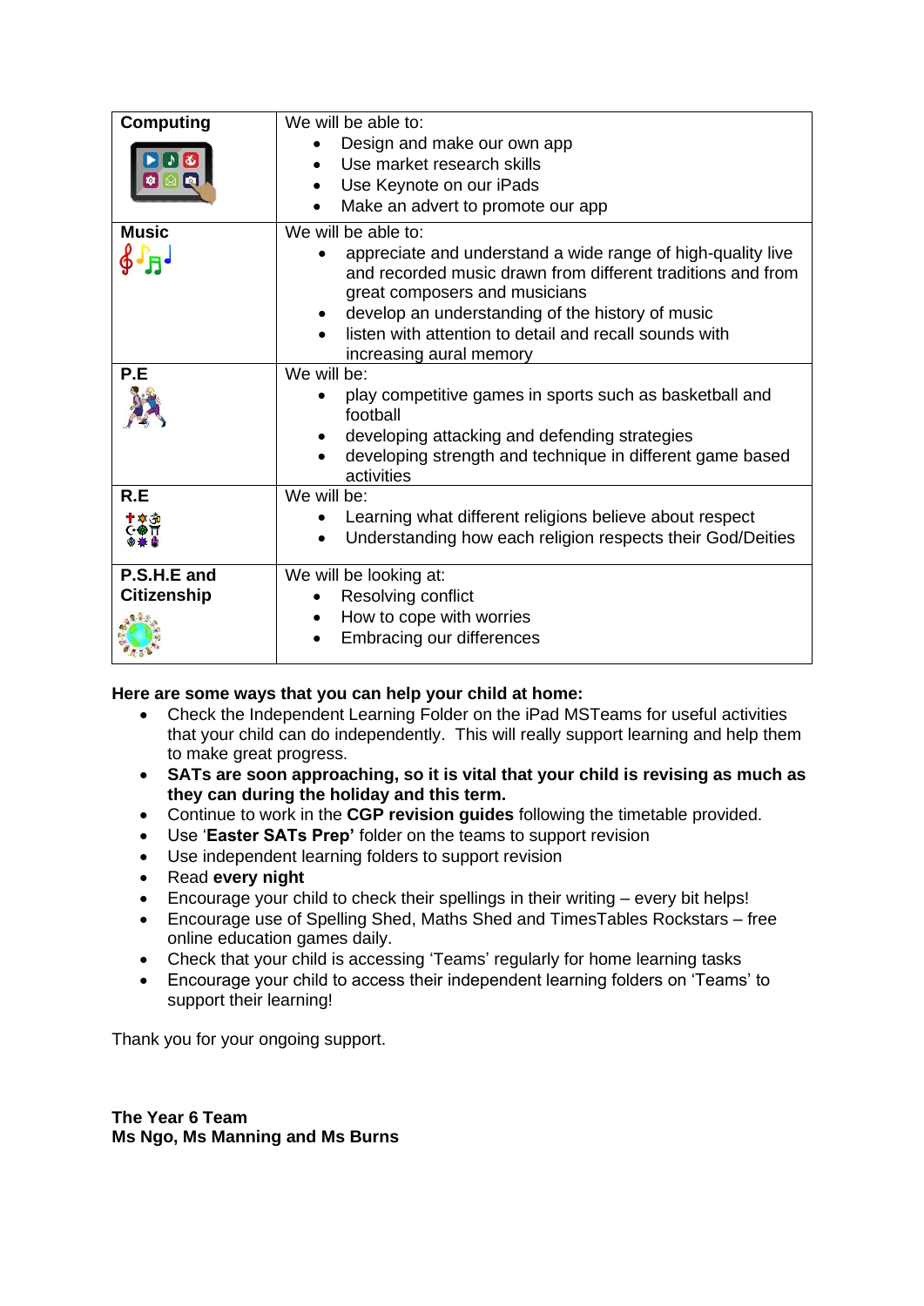| | |
|---|---|
| **Computing** | We will be able to:<br>• Design and make our own app<br>• Use market research skills<br>• Use Keynote on our iPads<br>• Make an advert to promote our app |
| **Music** | We will be able to:<br>• appreciate and understand a wide range of high-quality live and recorded music drawn from different traditions and from great composers and musicians<br>• develop an understanding of the history of music<br>• listen with attention to detail and recall sounds with increasing aural memory |
| **P.E** | We will be:<br>• play competitive games in sports such as basketball and football<br>• developing attacking and defending strategies<br>• developing strength and technique in different game based activities |
| **R.E** | We will be:<br>• Learning what different religions believe about respect<br>• Understanding how each religion respects their God/Deities |
| **P.S.H.E and Citizenship** | We will be looking at:<br>• Resolving conflict<br>• How to cope with worries<br>• Embracing our differences |

**Here are some ways that you can help your child at home:**

- Check the Independent Learning Folder on the iPad MSTeams for useful activities that your child can do independently. This will really support learning and help them to make great progress.
- **SATs are soon approaching, so it is vital that your child is revising as much as they can during the holiday and this term.**
- Continue to work in the **CGP revision guides** following the timetable provided.
- Use '**Easter SATs Prep'** folder on the teams to support revision
- Use independent learning folders to support revision
- Read **every night**
- Encourage your child to check their spellings in their writing – every bit helps!
- Encourage use of Spelling Shed, Maths Shed and TimesTables Rockstars – free online education games daily.
- Check that your child is accessing 'Teams' regularly for home learning tasks
- Encourage your child to access their independent learning folders on 'Teams' to support their learning!

Thank you for your ongoing support.

**The Year 6 Team**
**Ms Ngo, Ms Manning and Ms Burns**